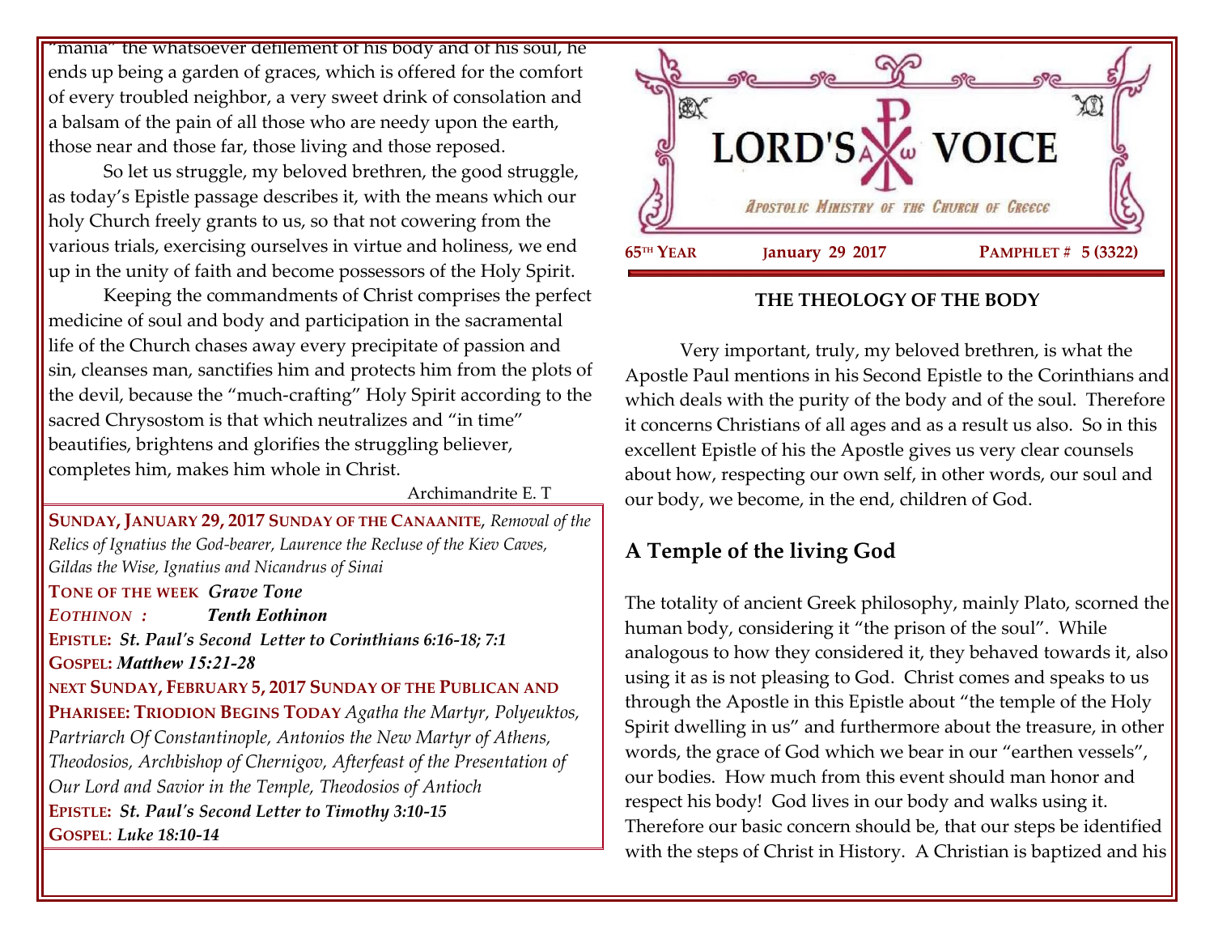"mania" the whatsoever defilement of his body and of his soul, he ends up being a garden of graces, which is offered for the comfort of every troubled neighbor, a very sweet drink of consolation and a balsam of the pain of all those who are needy upon the earth, those near and those far, those living and those reposed.

So let us struggle, my beloved brethren, the good struggle, as today's Epistle passage describes it, with the means which our holy Church freely grants to us, so that not cowering from the various trials, exercising ourselves in virtue and holiness, we end up in the unity of faith and become possessors of the Holy Spirit.

Keeping the commandments of Christ comprises the perfect medicine of soul and body and participation in the sacramental life of the Church chases away every precipitate of passion and sin, cleanses man, sanctifies him and protects him from the plots of the devil, because the "much-crafting" Holy Spirit according to the sacred Chrysostom is that which neutralizes and "in time" beautifies, brightens and glorifies the struggling believer, completes him, makes him whole in Christ.

Archimandrite E. T

**SUNDAY, JANUARY 29, 2017 SUNDAY OF THE CANAANITE**, *Removal of the Relics of Ignatius the God-bearer, Laurence the Recluse of the Kiev Caves, Gildas the Wise, Ignatius and Nicandrus of Sinai*

**TONE OF THE WEEK** ***Grave Tone***

***EOTHINON :*** ***Tenth Eothinon***

**EPISTLE:** ***St. Paul's Second Letter to Corinthians 6:16-18; 7:1***

**GOSPEL:** ***Matthew 15:21-28***

**NEXT SUNDAY, FEBRUARY 5, 2017 SUNDAY OF THE PUBLICAN AND PHARISEE: TRIODION BEGINS TODAY** *Agatha the Martyr, Polyeuktos, Partriarch Of Constantinople, Antonios the New Martyr of Athens, Theodosios, Archbishop of Chernigov, Afterfeast of the Presentation of Our Lord and Savior in the Temple, Theodosios of Antioch*

**EPISTLE:** ***St. Paul's Second Letter to Timothy 3:10-15***

**GOSPEL**: ***Luke 18:10-14***

# LORD'S VOICE

*Apostolic Ministry of the Church of Greece*

**65TH YEAR** **January 29 2017** **PAMPHLET # 5 (3322)**

## THE THEOLOGY OF THE BODY

Very important, truly, my beloved brethren, is what the Apostle Paul mentions in his Second Epistle to the Corinthians and which deals with the purity of the body and of the soul. Therefore it concerns Christians of all ages and as a result us also. So in this excellent Epistle of his the Apostle gives us very clear counsels about how, respecting our own self, in other words, our soul and our body, we become, in the end, children of God.

### A Temple of the living God

The totality of ancient Greek philosophy, mainly Plato, scorned the human body, considering it "the prison of the soul". While analogous to how they considered it, they behaved towards it, also using it as is not pleasing to God. Christ comes and speaks to us through the Apostle in this Epistle about "the temple of the Holy Spirit dwelling in us" and furthermore about the treasure, in other words, the grace of God which we bear in our "earthen vessels", our bodies. How much from this event should man honor and respect his body! God lives in our body and walks using it. Therefore our basic concern should be, that our steps be identified with the steps of Christ in History. A Christian is baptized and his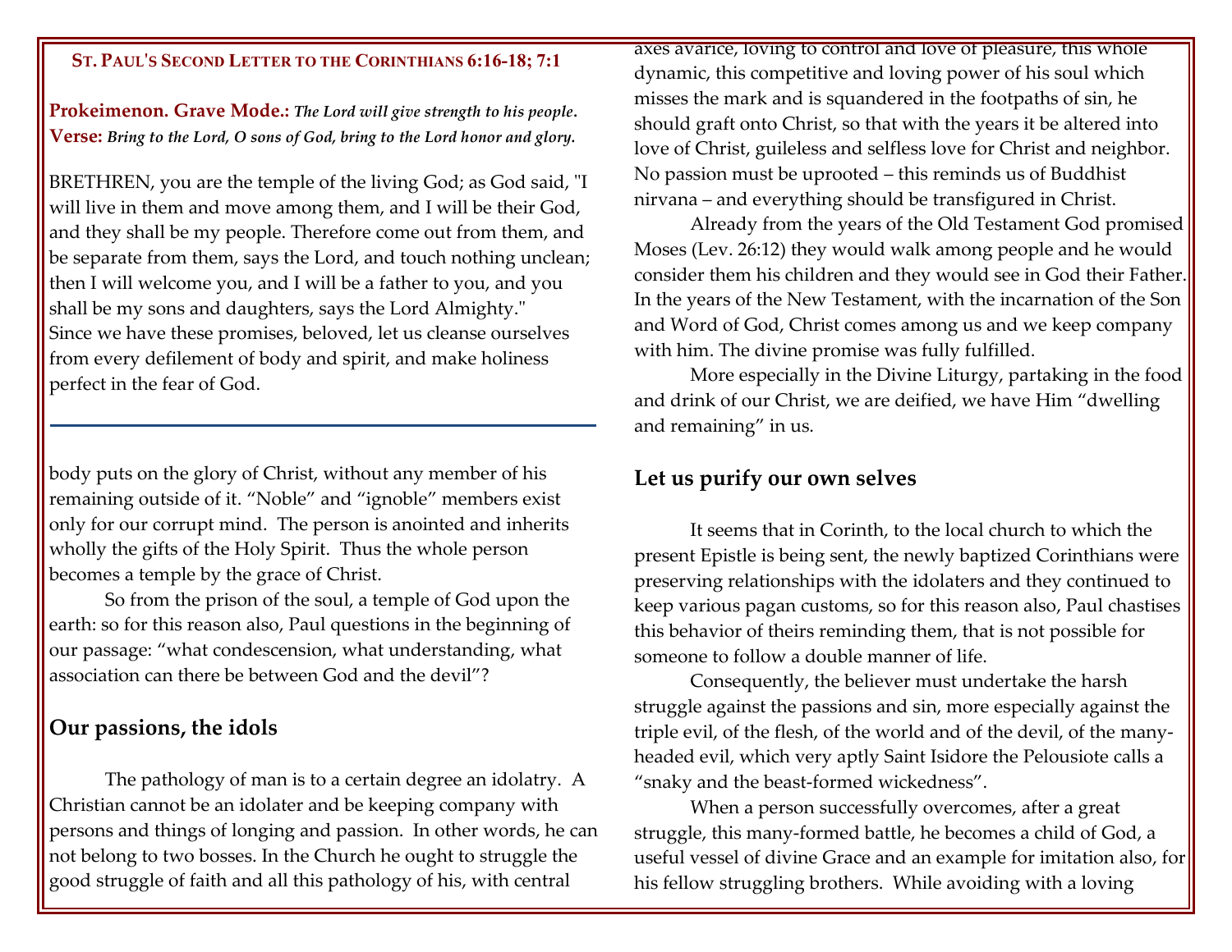**St. Paul's Second Letter to the Corinthians 6:16-18; 7:1**

**Prokeimenon. Grave Mode.:** ***The Lord will give strength to his people.***
**Verse:** ***Bring to the Lord, O sons of God, bring to the Lord honor and glory.***

BRETHREN, you are the temple of the living God; as God said, "I will live in them and move among them, and I will be their God, and they shall be my people. Therefore come out from them, and be separate from them, says the Lord, and touch nothing unclean; then I will welcome you, and I will be a father to you, and you shall be my sons and daughters, says the Lord Almighty." Since we have these promises, beloved, let us cleanse ourselves from every defilement of body and spirit, and make holiness perfect in the fear of God.

---

body puts on the glory of Christ, without any member of his remaining outside of it. "Noble" and "ignoble" members exist only for our corrupt mind. The person is anointed and inherits wholly the gifts of the Holy Spirit. Thus the whole person becomes a temple by the grace of Christ.

So from the prison of the soul, a temple of God upon the earth: so for this reason also, Paul questions in the beginning of our passage: "what condescension, what understanding, what association can there be between God and the devil"?

### Our passions, the idols

The pathology of man is to a certain degree an idolatry. A Christian cannot be an idolater and be keeping company with persons and things of longing and passion. In other words, he can not belong to two bosses. In the Church he ought to struggle the good struggle of faith and all this pathology of his, with central axes avarice, loving to control and love of pleasure, this whole dynamic, this competitive and loving power of his soul which misses the mark and is squandered in the footpaths of sin, he should graft onto Christ, so that with the years it be altered into love of Christ, guileless and selfless love for Christ and neighbor. No passion must be uprooted – this reminds us of Buddhist nirvana – and everything should be transfigured in Christ.

Already from the years of the Old Testament God promised Moses (Lev. 26:12) they would walk among people and he would consider them his children and they would see in God their Father. In the years of the New Testament, with the incarnation of the Son and Word of God, Christ comes among us and we keep company with him. The divine promise was fully fulfilled.

More especially in the Divine Liturgy, partaking in the food and drink of our Christ, we are deified, we have Him "dwelling and remaining" in us.

### Let us purify our own selves

It seems that in Corinth, to the local church to which the present Epistle is being sent, the newly baptized Corinthians were preserving relationships with the idolaters and they continued to keep various pagan customs, so for this reason also, Paul chastises this behavior of theirs reminding them, that is not possible for someone to follow a double manner of life.

Consequently, the believer must undertake the harsh struggle against the passions and sin, more especially against the triple evil, of the flesh, of the world and of the devil, of the many-headed evil, which very aptly Saint Isidore the Pelousiote calls a "snaky and the beast-formed wickedness".

When a person successfully overcomes, after a great struggle, this many-formed battle, he becomes a child of God, a useful vessel of divine Grace and an example for imitation also, for his fellow struggling brothers. While avoiding with a loving